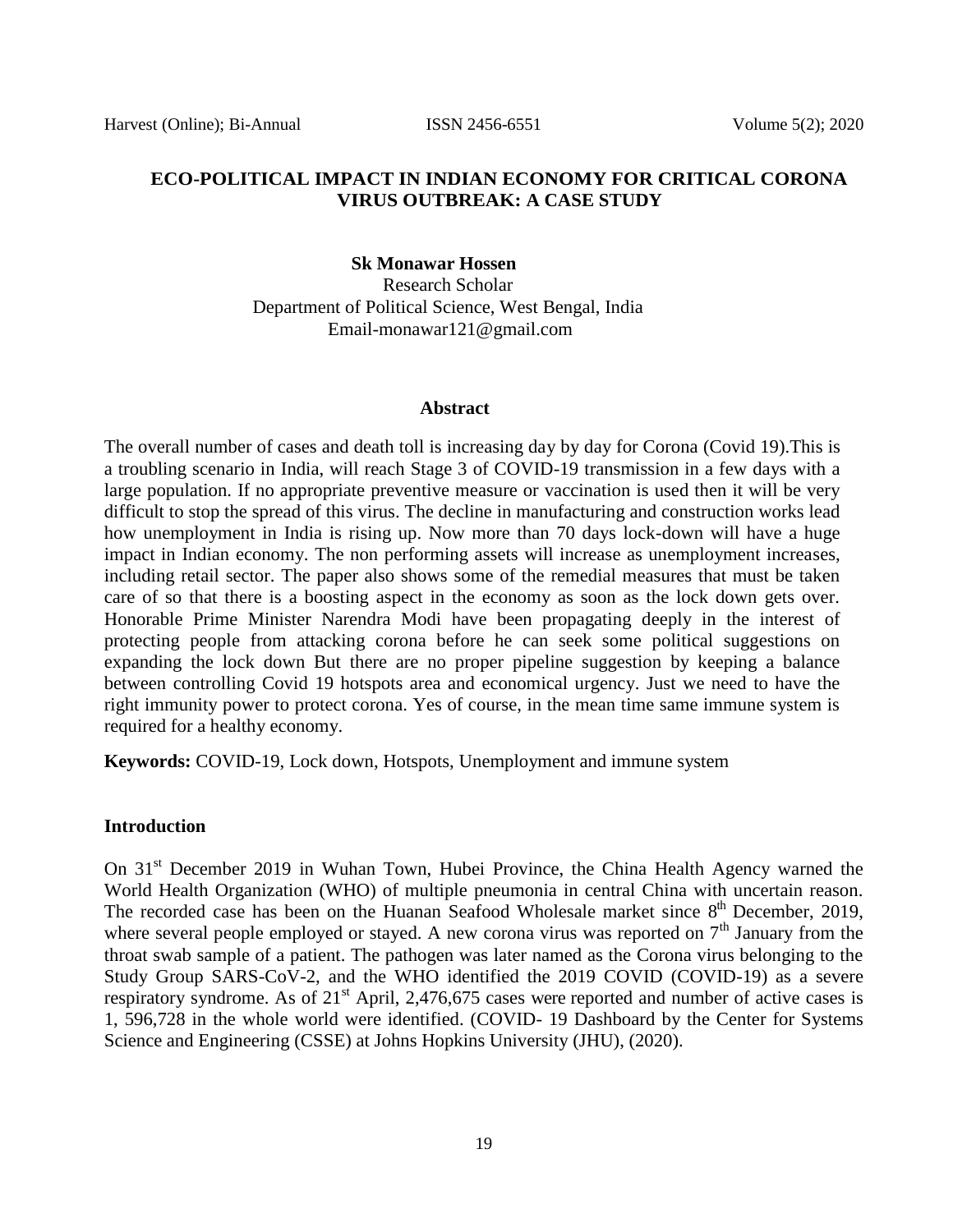# ECO-POLITICAL IMPACT IN INDIAN ECONOMY FOR CRITICAL CORONA VIRUS OUTBREAK: A CASE STUDY

**Sk Monawar Hossen**
Research Scholar
Department of Political Science, West Bengal, India
Email-monawar121@gmail.com

## Abstract

The overall number of cases and death toll is increasing day by day for Corona (Covid 19).This is a troubling scenario in India, will reach Stage 3 of COVID-19 transmission in a few days with a large population. If no appropriate preventive measure or vaccination is used then it will be very difficult to stop the spread of this virus. The decline in manufacturing and construction works lead how unemployment in India is rising up. Now more than 70 days lock-down will have a huge impact in Indian economy. The non performing assets will increase as unemployment increases, including retail sector. The paper also shows some of the remedial measures that must be taken care of so that there is a boosting aspect in the economy as soon as the lock down gets over. Honorable Prime Minister Narendra Modi have been propagating deeply in the interest of protecting people from attacking corona before he can seek some political suggestions on expanding the lock down But there are no proper pipeline suggestion by keeping a balance between controlling Covid 19 hotspots area and economical urgency. Just we need to have the right immunity power to protect corona. Yes of course, in the mean time same immune system is required for a healthy economy.

**Keywords:** COVID-19, Lock down, Hotspots, Unemployment and immune system

## Introduction

On 31st December 2019 in Wuhan Town, Hubei Province, the China Health Agency warned the World Health Organization (WHO) of multiple pneumonia in central China with uncertain reason. The recorded case has been on the Huanan Seafood Wholesale market since 8th December, 2019, where several people employed or stayed. A new corona virus was reported on 7th January from the throat swab sample of a patient. The pathogen was later named as the Corona virus belonging to the Study Group SARS-CoV-2, and the WHO identified the 2019 COVID (COVID-19) as a severe respiratory syndrome. As of 21st April, 2,476,675 cases were reported and number of active cases is 1, 596,728 in the whole world were identified. (COVID- 19 Dashboard by the Center for Systems Science and Engineering (CSSE) at Johns Hopkins University (JHU), (2020).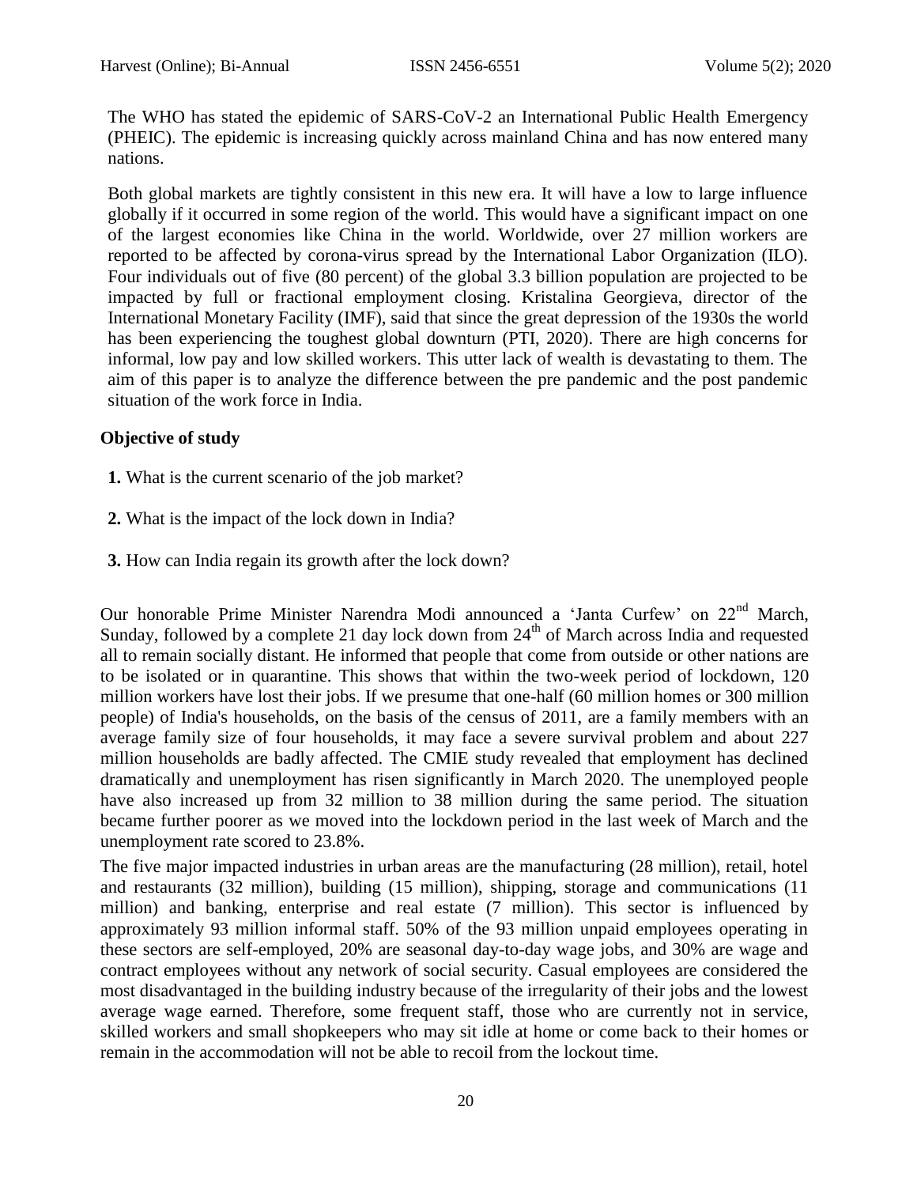The WHO has stated the epidemic of SARS-CoV-2 an International Public Health Emergency (PHEIC). The epidemic is increasing quickly across mainland China and has now entered many nations.

Both global markets are tightly consistent in this new era. It will have a low to large influence globally if it occurred in some region of the world. This would have a significant impact on one of the largest economies like China in the world. Worldwide, over 27 million workers are reported to be affected by corona-virus spread by the International Labor Organization (ILO). Four individuals out of five (80 percent) of the global 3.3 billion population are projected to be impacted by full or fractional employment closing. Kristalina Georgieva, director of the International Monetary Facility (IMF), said that since the great depression of the 1930s the world has been experiencing the toughest global downturn (PTI, 2020). There are high concerns for informal, low pay and low skilled workers. This utter lack of wealth is devastating to them. The aim of this paper is to analyze the difference between the pre pandemic and the post pandemic situation of the work force in India.

### Objective of study

1. What is the current scenario of the job market?
2. What is the impact of the lock down in India?
3. How can India regain its growth after the lock down?

Our honorable Prime Minister Narendra Modi announced a 'Janta Curfew' on 22nd March, Sunday, followed by a complete 21 day lock down from 24th of March across India and requested all to remain socially distant. He informed that people that come from outside or other nations are to be isolated or in quarantine. This shows that within the two-week period of lockdown, 120 million workers have lost their jobs. If we presume that one-half (60 million homes or 300 million people) of India's households, on the basis of the census of 2011, are a family members with an average family size of four households, it may face a severe survival problem and about 227 million households are badly affected. The CMIE study revealed that employment has declined dramatically and unemployment has risen significantly in March 2020. The unemployed people have also increased up from 32 million to 38 million during the same period. The situation became further poorer as we moved into the lockdown period in the last week of March and the unemployment rate scored to 23.8%.

The five major impacted industries in urban areas are the manufacturing (28 million), retail, hotel and restaurants (32 million), building (15 million), shipping, storage and communications (11 million) and banking, enterprise and real estate (7 million). This sector is influenced by approximately 93 million informal staff. 50% of the 93 million unpaid employees operating in these sectors are self-employed, 20% are seasonal day-to-day wage jobs, and 30% are wage and contract employees without any network of social security. Casual employees are considered the most disadvantaged in the building industry because of the irregularity of their jobs and the lowest average wage earned. Therefore, some frequent staff, those who are currently not in service, skilled workers and small shopkeepers who may sit idle at home or come back to their homes or remain in the accommodation will not be able to recoil from the lockout time.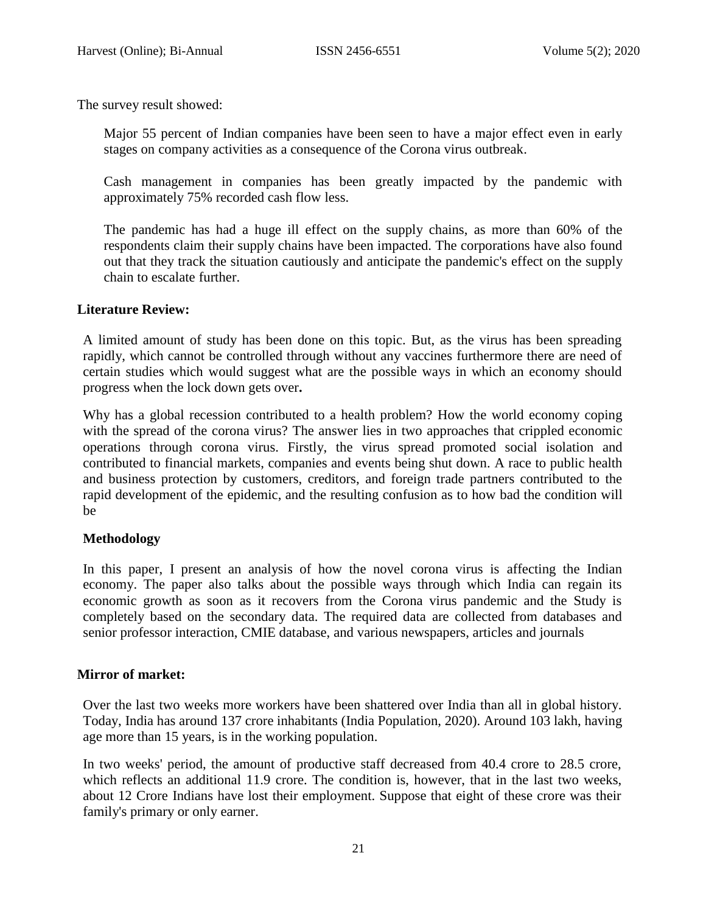The survey result showed:

> Major 55 percent of Indian companies have been seen to have a major effect even in early stages on company activities as a consequence of the Corona virus outbreak.
>
> Cash management in companies has been greatly impacted by the pandemic with approximately 75% recorded cash flow less.
>
> The pandemic has had a huge ill effect on the supply chains, as more than 60% of the respondents claim their supply chains have been impacted. The corporations have also found out that they track the situation cautiously and anticipate the pandemic's effect on the supply chain to escalate further.

**Literature Review:**

A limited amount of study has been done on this topic. But, as the virus has been spreading rapidly, which cannot be controlled through without any vaccines furthermore there are need of certain studies which would suggest what are the possible ways in which an economy should progress when the lock down gets over**.**

Why has a global recession contributed to a health problem? How the world economy coping with the spread of the corona virus? The answer lies in two approaches that crippled economic operations through corona virus. Firstly, the virus spread promoted social isolation and contributed to financial markets, companies and events being shut down. A race to public health and business protection by customers, creditors, and foreign trade partners contributed to the rapid development of the epidemic, and the resulting confusion as to how bad the condition will be

**Methodology**

In this paper, I present an analysis of how the novel corona virus is affecting the Indian economy. The paper also talks about the possible ways through which India can regain its economic growth as soon as it recovers from the Corona virus pandemic and the Study is completely based on the secondary data. The required data are collected from databases and senior professor interaction, CMIE database, and various newspapers, articles and journals

**Mirror of market:**

Over the last two weeks more workers have been shattered over India than all in global history. Today, India has around 137 crore inhabitants (India Population, 2020). Around 103 lakh, having age more than 15 years, is in the working population.

In two weeks' period, the amount of productive staff decreased from 40.4 crore to 28.5 crore, which reflects an additional 11.9 crore. The condition is, however, that in the last two weeks, about 12 Crore Indians have lost their employment. Suppose that eight of these crore was their family's primary or only earner.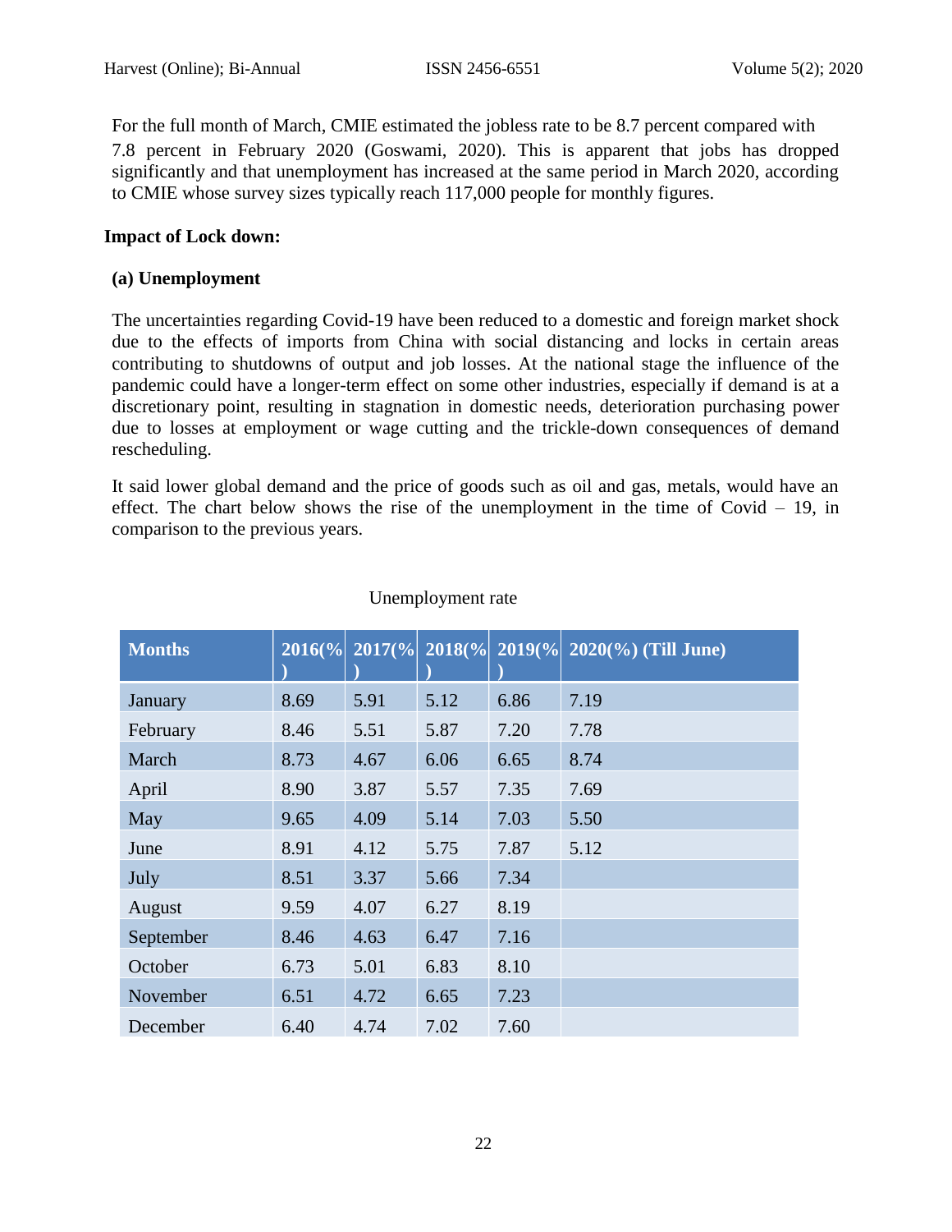For the full month of March, CMIE estimated the jobless rate to be 8.7 percent compared with 7.8 percent in February 2020 (Goswami, 2020). This is apparent that jobs has dropped significantly and that unemployment has increased at the same period in March 2020, according to CMIE whose survey sizes typically reach 117,000 people for monthly figures.

**Impact of Lock down:**

**(a) Unemployment**

The uncertainties regarding Covid-19 have been reduced to a domestic and foreign market shock due to the effects of imports from China with social distancing and locks in certain areas contributing to shutdowns of output and job losses. At the national stage the influence of the pandemic could have a longer-term effect on some other industries, especially if demand is at a discretionary point, resulting in stagnation in domestic needs, deterioration purchasing power due to losses at employment or wage cutting and the trickle-down consequences of demand rescheduling.

It said lower global demand and the price of goods such as oil and gas, metals, would have an effect. The chart below shows the rise of the unemployment in the time of Covid – 19, in comparison to the previous years.

Unemployment rate

| Months | 2016(%) | 2017(%) | 2018(%) | 2019(%) | 2020(%) (Till June) |
|---|---|---|---|---|---|
| January | 8.69 | 5.91 | 5.12 | 6.86 | 7.19 |
| February | 8.46 | 5.51 | 5.87 | 7.20 | 7.78 |
| March | 8.73 | 4.67 | 6.06 | 6.65 | 8.74 |
| April | 8.90 | 3.87 | 5.57 | 7.35 | 7.69 |
| May | 9.65 | 4.09 | 5.14 | 7.03 | 5.50 |
| June | 8.91 | 4.12 | 5.75 | 7.87 | 5.12 |
| July | 8.51 | 3.37 | 5.66 | 7.34 | |
| August | 9.59 | 4.07 | 6.27 | 8.19 | |
| September | 8.46 | 4.63 | 6.47 | 7.16 | |
| October | 6.73 | 5.01 | 6.83 | 8.10 | |
| November | 6.51 | 4.72 | 6.65 | 7.23 | |
| December | 6.40 | 4.74 | 7.02 | 7.60 | |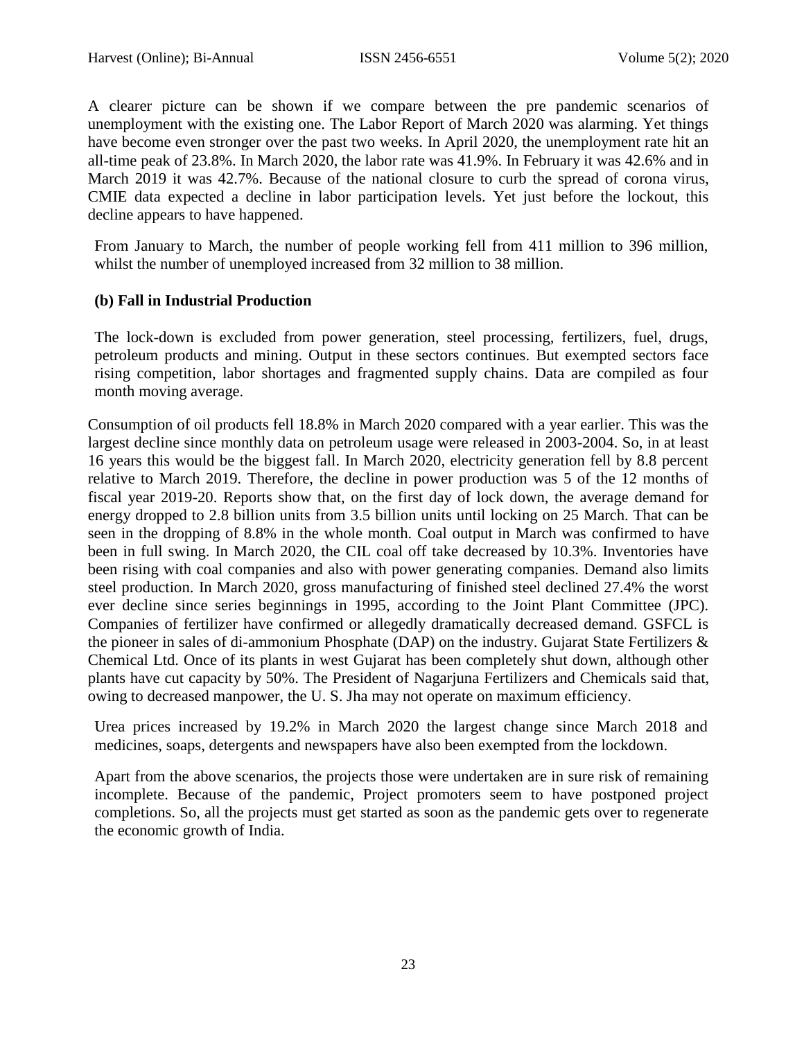A clearer picture can be shown if we compare between the pre pandemic scenarios of unemployment with the existing one. The Labor Report of March 2020 was alarming. Yet things have become even stronger over the past two weeks. In April 2020, the unemployment rate hit an all-time peak of 23.8%. In March 2020, the labor rate was 41.9%. In February it was 42.6% and in March 2019 it was 42.7%. Because of the national closure to curb the spread of corona virus, CMIE data expected a decline in labor participation levels. Yet just before the lockout, this decline appears to have happened.

From January to March, the number of people working fell from 411 million to 396 million, whilst the number of unemployed increased from 32 million to 38 million.

**(b) Fall in Industrial Production**

The lock-down is excluded from power generation, steel processing, fertilizers, fuel, drugs, petroleum products and mining. Output in these sectors continues. But exempted sectors face rising competition, labor shortages and fragmented supply chains. Data are compiled as four month moving average.

Consumption of oil products fell 18.8% in March 2020 compared with a year earlier. This was the largest decline since monthly data on petroleum usage were released in 2003-2004. So, in at least 16 years this would be the biggest fall. In March 2020, electricity generation fell by 8.8 percent relative to March 2019. Therefore, the decline in power production was 5 of the 12 months of fiscal year 2019-20. Reports show that, on the first day of lock down, the average demand for energy dropped to 2.8 billion units from 3.5 billion units until locking on 25 March. That can be seen in the dropping of 8.8% in the whole month. Coal output in March was confirmed to have been in full swing. In March 2020, the CIL coal off take decreased by 10.3%. Inventories have been rising with coal companies and also with power generating companies. Demand also limits steel production. In March 2020, gross manufacturing of finished steel declined 27.4% the worst ever decline since series beginnings in 1995, according to the Joint Plant Committee (JPC). Companies of fertilizer have confirmed or allegedly dramatically decreased demand. GSFCL is the pioneer in sales of di-ammonium Phosphate (DAP) on the industry. Gujarat State Fertilizers & Chemical Ltd. Once of its plants in west Gujarat has been completely shut down, although other plants have cut capacity by 50%. The President of Nagarjuna Fertilizers and Chemicals said that, owing to decreased manpower, the U. S. Jha may not operate on maximum efficiency.

Urea prices increased by 19.2% in March 2020 the largest change since March 2018 and medicines, soaps, detergents and newspapers have also been exempted from the lockdown.

Apart from the above scenarios, the projects those were undertaken are in sure risk of remaining incomplete. Because of the pandemic, Project promoters seem to have postponed project completions. So, all the projects must get started as soon as the pandemic gets over to regenerate the economic growth of India.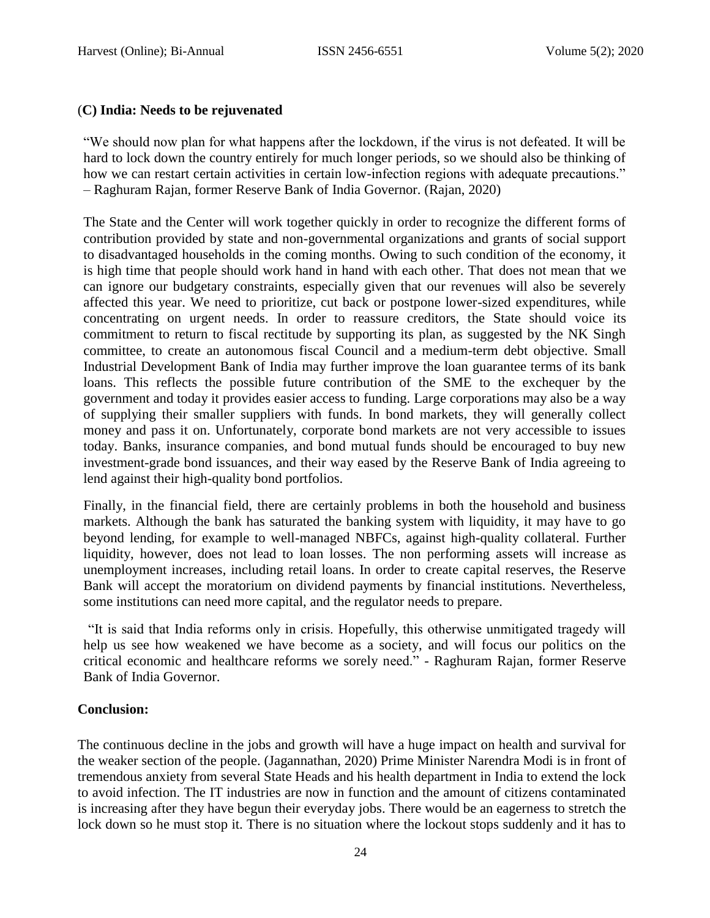### (C) India: Needs to be rejuvenated

"We should now plan for what happens after the lockdown, if the virus is not defeated. It will be hard to lock down the country entirely for much longer periods, so we should also be thinking of how we can restart certain activities in certain low-infection regions with adequate precautions." – Raghuram Rajan, former Reserve Bank of India Governor. (Rajan, 2020)

The State and the Center will work together quickly in order to recognize the different forms of contribution provided by state and non-governmental organizations and grants of social support to disadvantaged households in the coming months. Owing to such condition of the economy, it is high time that people should work hand in hand with each other. That does not mean that we can ignore our budgetary constraints, especially given that our revenues will also be severely affected this year. We need to prioritize, cut back or postpone lower-sized expenditures, while concentrating on urgent needs. In order to reassure creditors, the State should voice its commitment to return to fiscal rectitude by supporting its plan, as suggested by the NK Singh committee, to create an autonomous fiscal Council and a medium-term debt objective. Small Industrial Development Bank of India may further improve the loan guarantee terms of its bank loans. This reflects the possible future contribution of the SME to the exchequer by the government and today it provides easier access to funding. Large corporations may also be a way of supplying their smaller suppliers with funds. In bond markets, they will generally collect money and pass it on. Unfortunately, corporate bond markets are not very accessible to issues today. Banks, insurance companies, and bond mutual funds should be encouraged to buy new investment-grade bond issuances, and their way eased by the Reserve Bank of India agreeing to lend against their high-quality bond portfolios.

Finally, in the financial field, there are certainly problems in both the household and business markets. Although the bank has saturated the banking system with liquidity, it may have to go beyond lending, for example to well-managed NBFCs, against high-quality collateral. Further liquidity, however, does not lead to loan losses. The non performing assets will increase as unemployment increases, including retail loans. In order to create capital reserves, the Reserve Bank will accept the moratorium on dividend payments by financial institutions. Nevertheless, some institutions can need more capital, and the regulator needs to prepare.

"It is said that India reforms only in crisis. Hopefully, this otherwise unmitigated tragedy will help us see how weakened we have become as a society, and will focus our politics on the critical economic and healthcare reforms we sorely need." - Raghuram Rajan, former Reserve Bank of India Governor.

### Conclusion:

The continuous decline in the jobs and growth will have a huge impact on health and survival for the weaker section of the people. (Jagannathan, 2020) Prime Minister Narendra Modi is in front of tremendous anxiety from several State Heads and his health department in India to extend the lock to avoid infection. The IT industries are now in function and the amount of citizens contaminated is increasing after they have begun their everyday jobs. There would be an eagerness to stretch the lock down so he must stop it. There is no situation where the lockout stops suddenly and it has to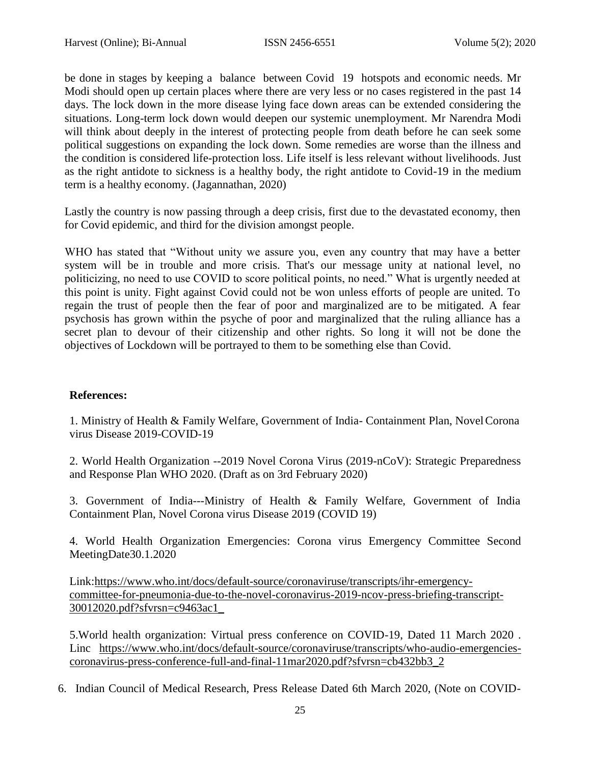be done in stages by keeping a balance between Covid 19 hotspots and economic needs. Mr Modi should open up certain places where there are very less or no cases registered in the past 14 days. The lock down in the more disease lying face down areas can be extended considering the situations. Long-term lock down would deepen our systemic unemployment. Mr Narendra Modi will think about deeply in the interest of protecting people from death before he can seek some political suggestions on expanding the lock down. Some remedies are worse than the illness and the condition is considered life-protection loss. Life itself is less relevant without livelihoods. Just as the right antidote to sickness is a healthy body, the right antidote to Covid-19 in the medium term is a healthy economy. (Jagannathan, 2020)

Lastly the country is now passing through a deep crisis, first due to the devastated economy, then for Covid epidemic, and third for the division amongst people.

WHO has stated that "Without unity we assure you, even any country that may have a better system will be in trouble and more crisis. That's our message unity at national level, no politicizing, no need to use COVID to score political points, no need." What is urgently needed at this point is unity. Fight against Covid could not be won unless efforts of people are united. To regain the trust of people then the fear of poor and marginalized are to be mitigated. A fear psychosis has grown within the psyche of poor and marginalized that the ruling alliance has a secret plan to devour of their citizenship and other rights. So long it will not be done the objectives of Lockdown will be portrayed to them to be something else than Covid.

**References:**

1. Ministry of Health & Family Welfare, Government of India- Containment Plan, Novel Corona virus Disease 2019-COVID-19

2. World Health Organization --2019 Novel Corona Virus (2019-nCoV): Strategic Preparedness and Response Plan WHO 2020. (Draft as on 3rd February 2020)

3. Government of India---Ministry of Health & Family Welfare, Government of India Containment Plan, Novel Corona virus Disease 2019 (COVID 19)

4. World Health Organization Emergencies: Corona virus Emergency Committee Second MeetingDate30.1.2020

Link:https://www.who.int/docs/default-source/coronaviruse/transcripts/ihr-emergency-committee-for-pneumonia-due-to-the-novel-coronavirus-2019-ncov-press-briefing-transcript-30012020.pdf?sfvrsn=c9463ac1_

5.World health organization: Virtual press conference on COVID-19, Dated 11 March 2020 . Linc https://www.who.int/docs/default-source/coronaviruse/transcripts/who-audio-emergencies-coronavirus-press-conference-full-and-final-11mar2020.pdf?sfvrsn=cb432bb3_2

6. Indian Council of Medical Research, Press Release Dated 6th March 2020, (Note on COVID-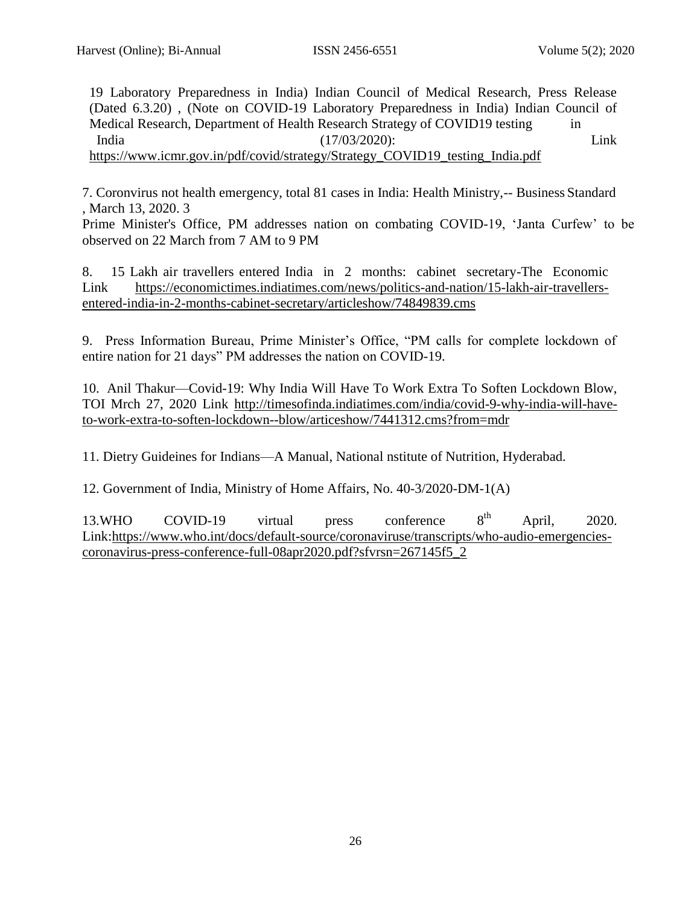19 Laboratory Preparedness in India) Indian Council of Medical Research, Press Release (Dated 6.3.20) , (Note on COVID-19 Laboratory Preparedness in India) Indian Council of Medical Research, Department of Health Research Strategy of COVID19 testing in India (17/03/2020): Link https://www.icmr.gov.in/pdf/covid/strategy/Strategy_COVID19_testing_India.pdf

7. Coronvirus not health emergency, total 81 cases in India: Health Ministry,-- Business Standard , March 13, 2020. 3

Prime Minister's Office, PM addresses nation on combating COVID-19, 'Janta Curfew' to be observed on 22 March from 7 AM to 9 PM

8. 15 Lakh air travellers entered India in 2 months: cabinet secretary-The Economic Link https://economictimes.indiatimes.com/news/politics-and-nation/15-lakh-air-travellers-entered-india-in-2-months-cabinet-secretary/articleshow/74849839.cms

9. Press Information Bureau, Prime Minister's Office, "PM calls for complete lockdown of entire nation for 21 days" PM addresses the nation on COVID-19.

10. Anil Thakur—Covid-19: Why India Will Have To Work Extra To Soften Lockdown Blow, TOI Mrch 27, 2020 Link http://timesofinda.indiatimes.com/india/covid-9-why-india-will-have-to-work-extra-to-soften-lockdown--blow/articeshow/7441312.cms?from=mdr

11. Dietry Guideines for Indians—A Manual, National nstitute of Nutrition, Hyderabad.

12. Government of India, Ministry of Home Affairs, No. 40-3/2020-DM-1(A)

13.WHO COVID-19 virtual press conference 8th April, 2020. Link:https://www.who.int/docs/default-source/coronaviruse/transcripts/who-audio-emergencies-coronavirus-press-conference-full-08apr2020.pdf?sfvrsn=267145f5_2